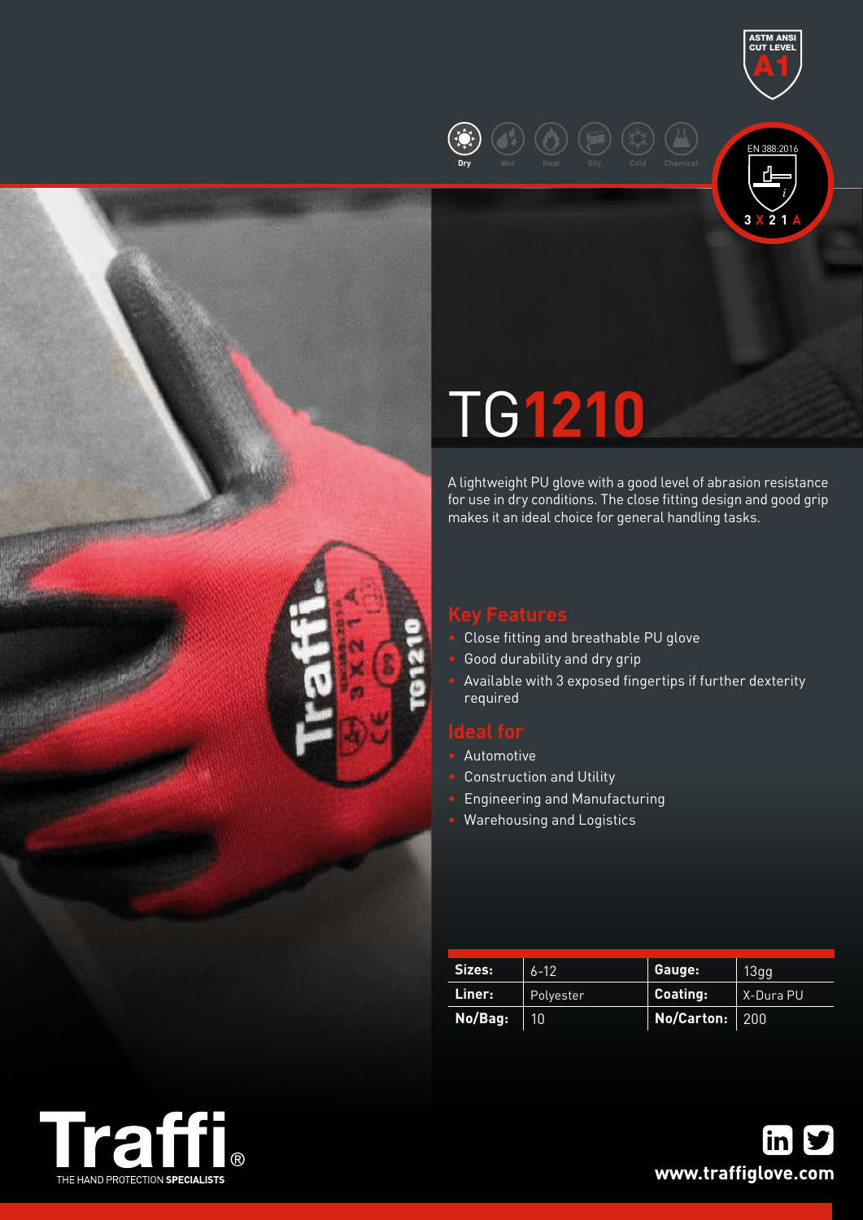ASTM ANSI CUT LEVEL A1

Dry | Wet | Heat | Oily | Cold | Chemical

EN 388:2016

3 X 2 1 A

# TG1210

A lightweight PU glove with a good level of abrasion resistance for use in dry conditions. The close fitting design and good grip makes it an ideal choice for general handling tasks.

## Key Features

- Close fitting and breathable PU glove
- Good durability and dry grip
- Available with 3 exposed fingertips if further dexterity required

## Ideal for

- Automotive
- Construction and Utility
- Engineering and Manufacturing
- Warehousing and Logistics

| Sizes: | 6-12 | Gauge: | 13gg |
|---|---|---|---|
| Liner: | Polyester | Coating: | X-Dura PU |
| No/Bag: | 10 | No/Carton: | 200 |

Traffi® THE HAND PROTECTION SPECIALISTS

www.traffiglove.com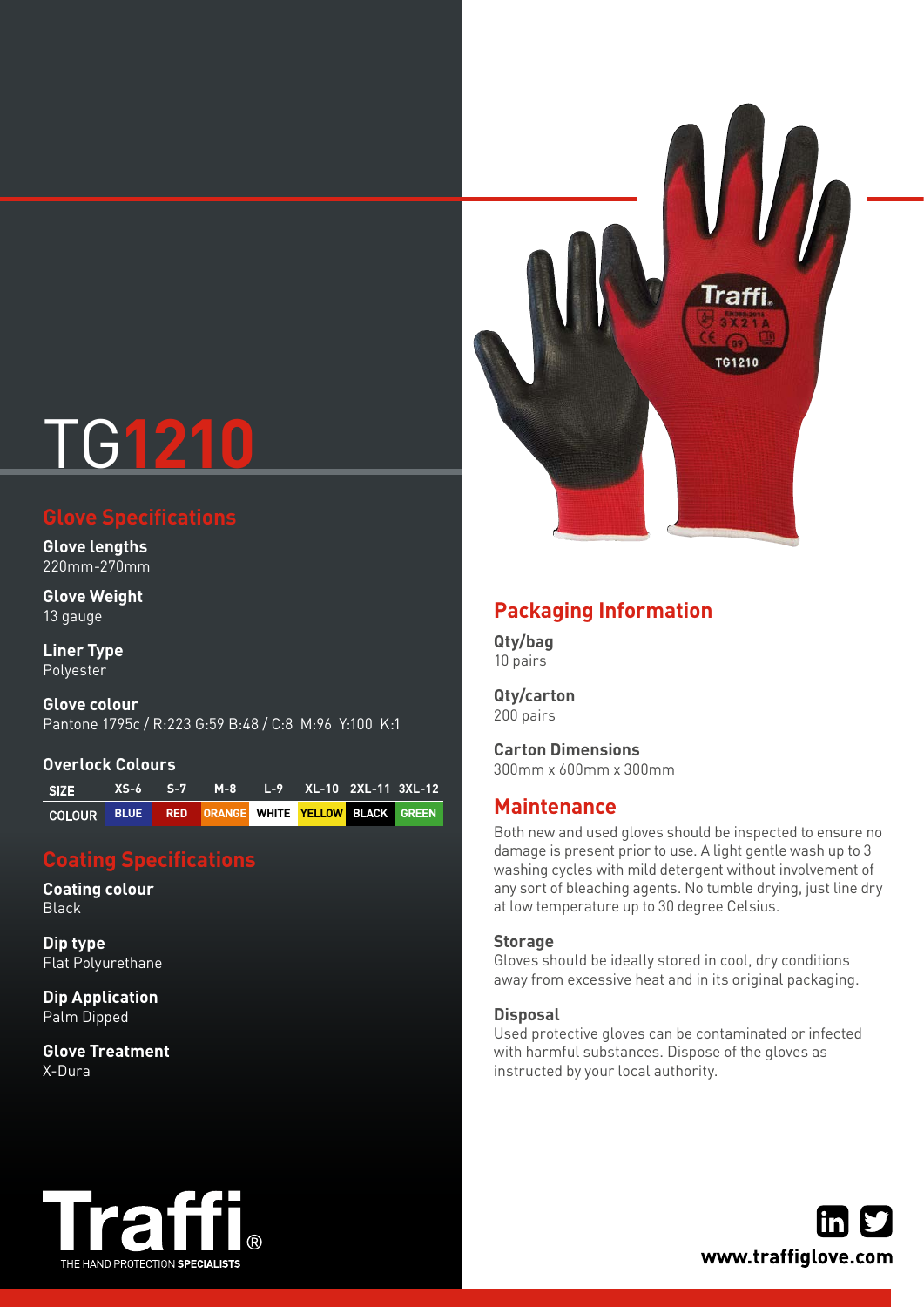# TG1210

## Glove Specifications

**Glove lengths**
220mm-270mm

**Glove Weight**
13 gauge

**Liner Type**
Polyester

**Glove colour**
Pantone 1795c / R:223 G:59 B:48 / C:8 M:96 Y:100 K:1

**Overlock Colours**

| SIZE | XS-6 | S-7 | M-8 | L-9 | XL-10 | 2XL-11 | 3XL-12 |
|---|---|---|---|---|---|---|---|
| COLOUR | BLUE | RED | ORANGE | WHITE | YELLOW | BLACK | GREEN |

## Coating Specifications

**Coating colour**
Black

**Dip type**
Flat Polyurethane

**Dip Application**
Palm Dipped

**Glove Treatment**
X-Dura

## Packaging Information

**Qty/bag**
10 pairs

**Qty/carton**
200 pairs

**Carton Dimensions**
300mm x 600mm x 300mm

## Maintenance

Both new and used gloves should be inspected to ensure no damage is present prior to use. A light gentle wash up to 3 washing cycles with mild detergent without involvement of any sort of bleaching agents. No tumble drying, just line dry at low temperature up to 30 degree Celsius.

**Storage**
Gloves should be ideally stored in cool, dry conditions away from excessive heat and in its original packaging.

**Disposal**
Used protective gloves can be contaminated or infected with harmful substances. Dispose of the gloves as instructed by your local authority.

Traffi® THE HAND PROTECTION SPECIALISTS

www.traffiglove.com